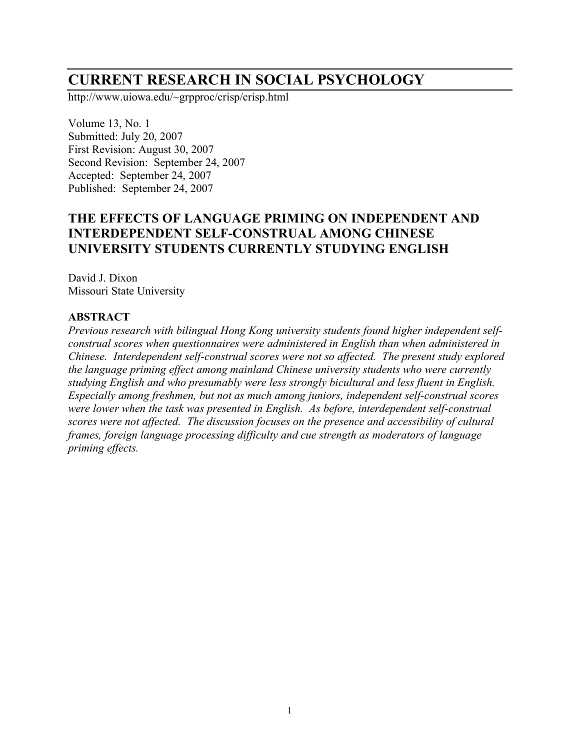# CURRENT RESEARCH IN SOCIAL PSYCHOLOGY

http://www.uiowa.edu/~grpproc/crisp/crisp.html

Volume 13, No. 1
Submitted: July 20, 2007
First Revision: August 30, 2007
Second Revision: September 24, 2007
Accepted: September 24, 2007
Published: September 24, 2007

## THE EFFECTS OF LANGUAGE PRIMING ON INDEPENDENT AND INTERDEPENDENT SELF-CONSTRUAL AMONG CHINESE UNIVERSITY STUDENTS CURRENTLY STUDYING ENGLISH

David J. Dixon
Missouri State University

### ABSTRACT

*Previous research with bilingual Hong Kong university students found higher independent self-construal scores when questionnaires were administered in English than when administered in Chinese. Interdependent self-construal scores were not so affected. The present study explored the language priming effect among mainland Chinese university students who were currently studying English and who presumably were less strongly bicultural and less fluent in English. Especially among freshmen, but not as much among juniors, independent self-construal scores were lower when the task was presented in English. As before, interdependent self-construal scores were not affected. The discussion focuses on the presence and accessibility of cultural frames, foreign language processing difficulty and cue strength as moderators of language priming effects.*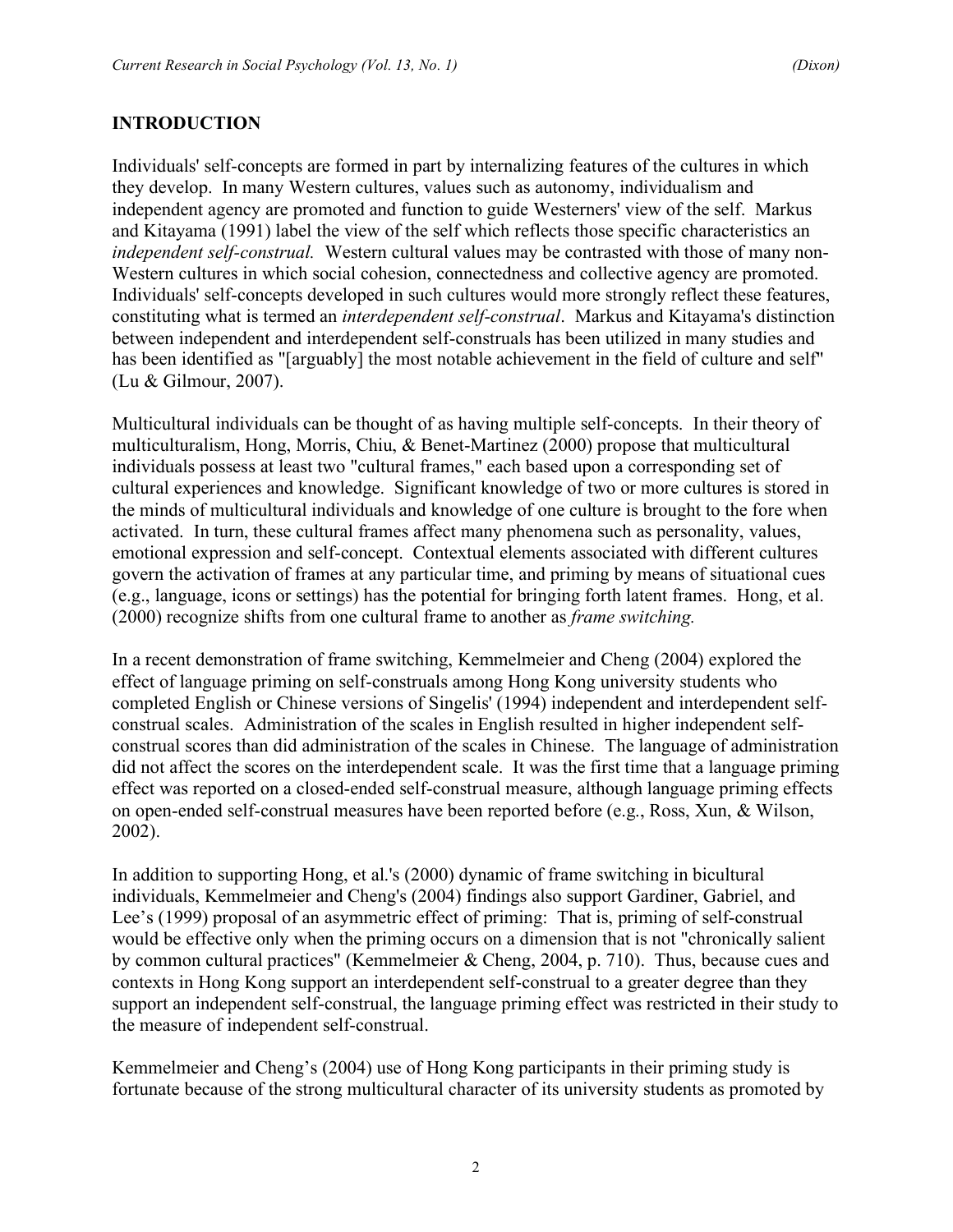## INTRODUCTION

Individuals' self-concepts are formed in part by internalizing features of the cultures in which they develop. In many Western cultures, values such as autonomy, individualism and independent agency are promoted and function to guide Westerners' view of the self. Markus and Kitayama (1991) label the view of the self which reflects those specific characteristics an *independent self-construal.* Western cultural values may be contrasted with those of many non-Western cultures in which social cohesion, connectedness and collective agency are promoted. Individuals' self-concepts developed in such cultures would more strongly reflect these features, constituting what is termed an *interdependent self-construal*. Markus and Kitayama's distinction between independent and interdependent self-construals has been utilized in many studies and has been identified as "[arguably] the most notable achievement in the field of culture and self" (Lu & Gilmour, 2007).

Multicultural individuals can be thought of as having multiple self-concepts. In their theory of multiculturalism, Hong, Morris, Chiu, & Benet-Martinez (2000) propose that multicultural individuals possess at least two "cultural frames," each based upon a corresponding set of cultural experiences and knowledge. Significant knowledge of two or more cultures is stored in the minds of multicultural individuals and knowledge of one culture is brought to the fore when activated. In turn, these cultural frames affect many phenomena such as personality, values, emotional expression and self-concept. Contextual elements associated with different cultures govern the activation of frames at any particular time, and priming by means of situational cues (e.g., language, icons or settings) has the potential for bringing forth latent frames. Hong, et al. (2000) recognize shifts from one cultural frame to another as *frame switching.*

In a recent demonstration of frame switching, Kemmelmeier and Cheng (2004) explored the effect of language priming on self-construals among Hong Kong university students who completed English or Chinese versions of Singelis' (1994) independent and interdependent self-construal scales. Administration of the scales in English resulted in higher independent self-construal scores than did administration of the scales in Chinese. The language of administration did not affect the scores on the interdependent scale. It was the first time that a language priming effect was reported on a closed-ended self-construal measure, although language priming effects on open-ended self-construal measures have been reported before (e.g., Ross, Xun, & Wilson, 2002).

In addition to supporting Hong, et al.'s (2000) dynamic of frame switching in bicultural individuals, Kemmelmeier and Cheng's (2004) findings also support Gardiner, Gabriel, and Lee's (1999) proposal of an asymmetric effect of priming: That is, priming of self-construal would be effective only when the priming occurs on a dimension that is not "chronically salient by common cultural practices" (Kemmelmeier & Cheng, 2004, p. 710). Thus, because cues and contexts in Hong Kong support an interdependent self-construal to a greater degree than they support an independent self-construal, the language priming effect was restricted in their study to the measure of independent self-construal.

Kemmelmeier and Cheng's (2004) use of Hong Kong participants in their priming study is fortunate because of the strong multicultural character of its university students as promoted by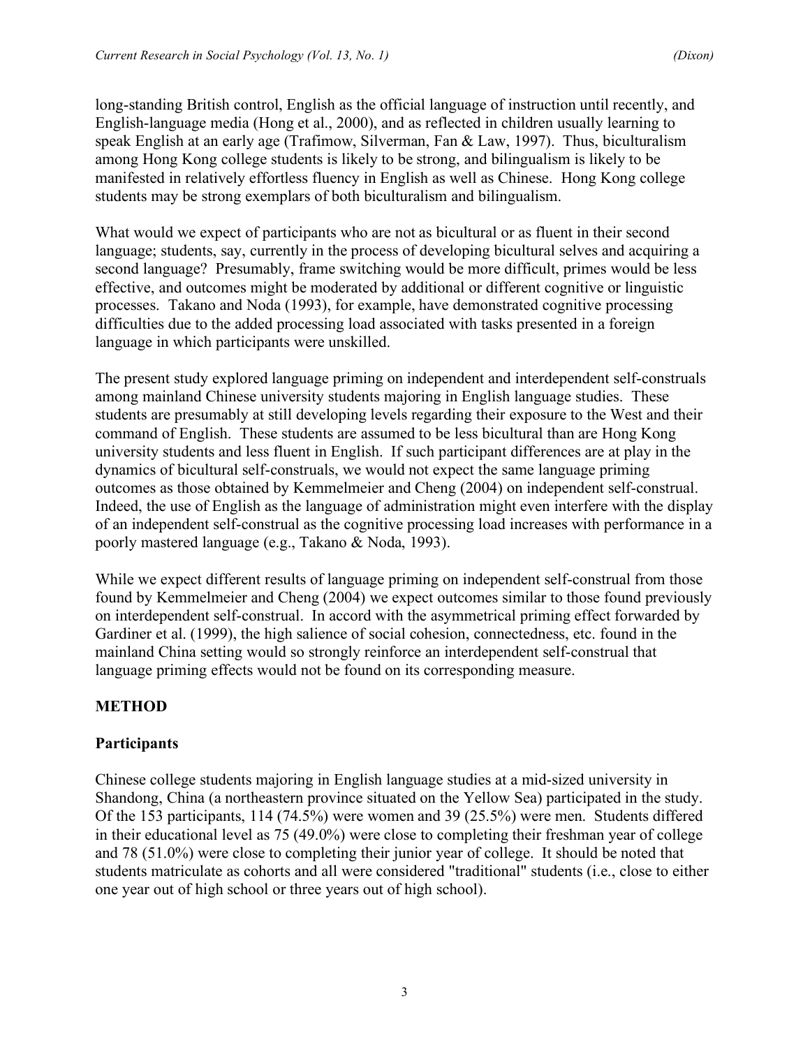long-standing British control, English as the official language of instruction until recently, and English-language media (Hong et al., 2000), and as reflected in children usually learning to speak English at an early age (Trafimow, Silverman, Fan & Law, 1997). Thus, biculturalism among Hong Kong college students is likely to be strong, and bilingualism is likely to be manifested in relatively effortless fluency in English as well as Chinese. Hong Kong college students may be strong exemplars of both biculturalism and bilingualism.

What would we expect of participants who are not as bicultural or as fluent in their second language; students, say, currently in the process of developing bicultural selves and acquiring a second language? Presumably, frame switching would be more difficult, primes would be less effective, and outcomes might be moderated by additional or different cognitive or linguistic processes. Takano and Noda (1993), for example, have demonstrated cognitive processing difficulties due to the added processing load associated with tasks presented in a foreign language in which participants were unskilled.

The present study explored language priming on independent and interdependent self-construals among mainland Chinese university students majoring in English language studies. These students are presumably at still developing levels regarding their exposure to the West and their command of English. These students are assumed to be less bicultural than are Hong Kong university students and less fluent in English. If such participant differences are at play in the dynamics of bicultural self-construals, we would not expect the same language priming outcomes as those obtained by Kemmelmeier and Cheng (2004) on independent self-construal. Indeed, the use of English as the language of administration might even interfere with the display of an independent self-construal as the cognitive processing load increases with performance in a poorly mastered language (e.g., Takano & Noda, 1993).

While we expect different results of language priming on independent self-construal from those found by Kemmelmeier and Cheng (2004) we expect outcomes similar to those found previously on interdependent self-construal. In accord with the asymmetrical priming effect forwarded by Gardiner et al. (1999), the high salience of social cohesion, connectedness, etc. found in the mainland China setting would so strongly reinforce an interdependent self-construal that language priming effects would not be found on its corresponding measure.

## METHOD

### Participants

Chinese college students majoring in English language studies at a mid-sized university in Shandong, China (a northeastern province situated on the Yellow Sea) participated in the study. Of the 153 participants, 114 (74.5%) were women and 39 (25.5%) were men. Students differed in their educational level as 75 (49.0%) were close to completing their freshman year of college and 78 (51.0%) were close to completing their junior year of college. It should be noted that students matriculate as cohorts and all were considered "traditional" students (i.e., close to either one year out of high school or three years out of high school).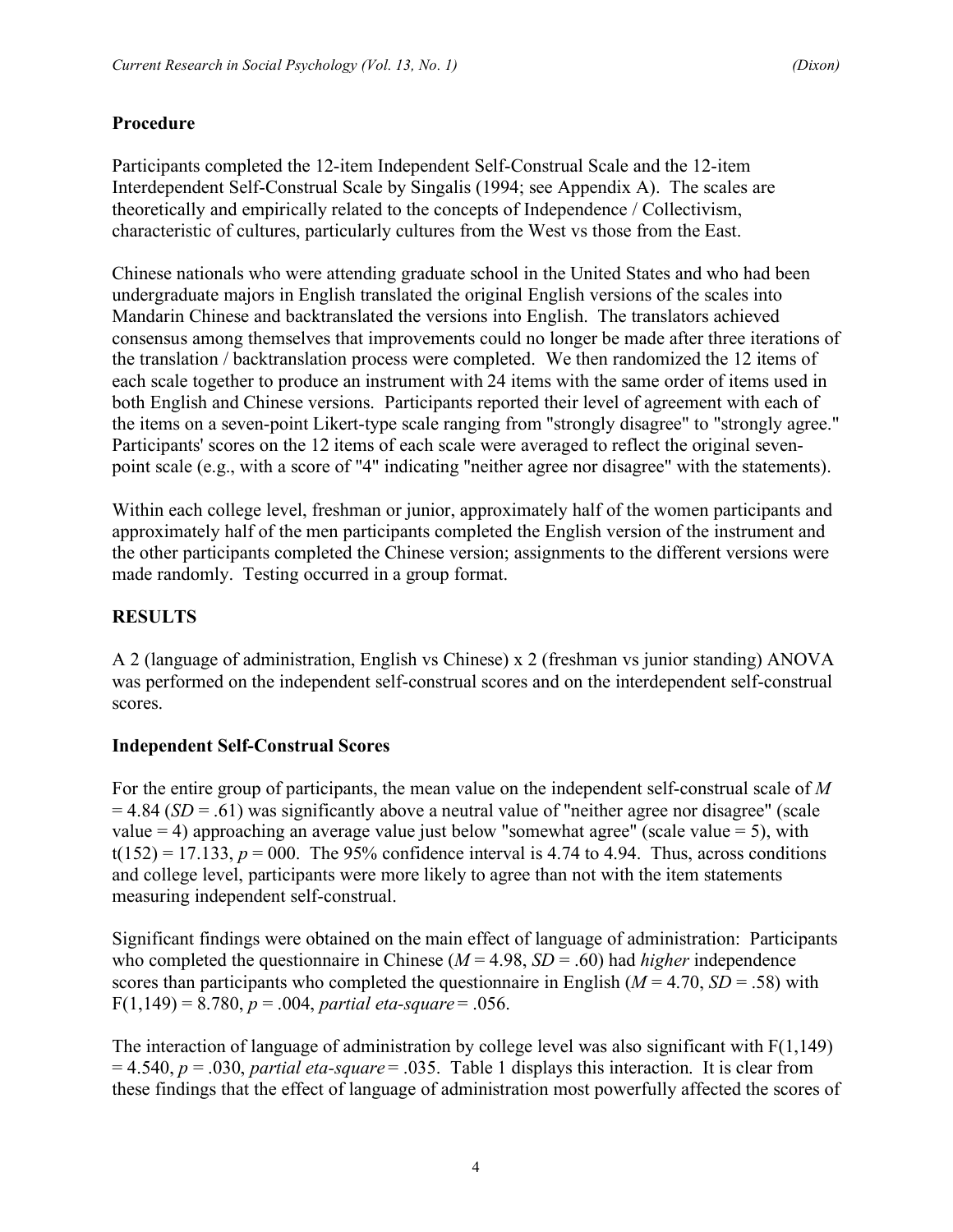## Procedure

Participants completed the 12-item Independent Self-Construal Scale and the 12-item Interdependent Self-Construal Scale by Singalis (1994; see Appendix A). The scales are theoretically and empirically related to the concepts of Independence / Collectivism, characteristic of cultures, particularly cultures from the West vs those from the East.

Chinese nationals who were attending graduate school in the United States and who had been undergraduate majors in English translated the original English versions of the scales into Mandarin Chinese and backtranslated the versions into English. The translators achieved consensus among themselves that improvements could no longer be made after three iterations of the translation / backtranslation process were completed. We then randomized the 12 items of each scale together to produce an instrument with 24 items with the same order of items used in both English and Chinese versions. Participants reported their level of agreement with each of the items on a seven-point Likert-type scale ranging from "strongly disagree" to "strongly agree." Participants' scores on the 12 items of each scale were averaged to reflect the original seven-point scale (e.g., with a score of "4" indicating "neither agree nor disagree" with the statements).

Within each college level, freshman or junior, approximately half of the women participants and approximately half of the men participants completed the English version of the instrument and the other participants completed the Chinese version; assignments to the different versions were made randomly. Testing occurred in a group format.

## RESULTS

A 2 (language of administration, English vs Chinese) x 2 (freshman vs junior standing) ANOVA was performed on the independent self-construal scores and on the interdependent self-construal scores.

### Independent Self-Construal Scores

For the entire group of participants, the mean value on the independent self-construal scale of $M = 4.84$ ($SD = .61$) was significantly above a neutral value of "neither agree nor disagree" (scale value = 4) approaching an average value just below "somewhat agree" (scale value = 5), with $t(152) = 17.133$, $p = 000$. The 95% confidence interval is 4.74 to 4.94. Thus, across conditions and college level, participants were more likely to agree than not with the item statements measuring independent self-construal.

Significant findings were obtained on the main effect of language of administration: Participants who completed the questionnaire in Chinese ($M = 4.98$, $SD = .60$) had *higher* independence scores than participants who completed the questionnaire in English ($M = 4.70$, $SD = .58$) with $F(1,149) = 8.780$, $p = .004$, *partial eta-square* = .056.

The interaction of language of administration by college level was also significant with $F(1,149) = 4.540$, $p = .030$, *partial eta-square* = .035. Table 1 displays this interaction. It is clear from these findings that the effect of language of administration most powerfully affected the scores of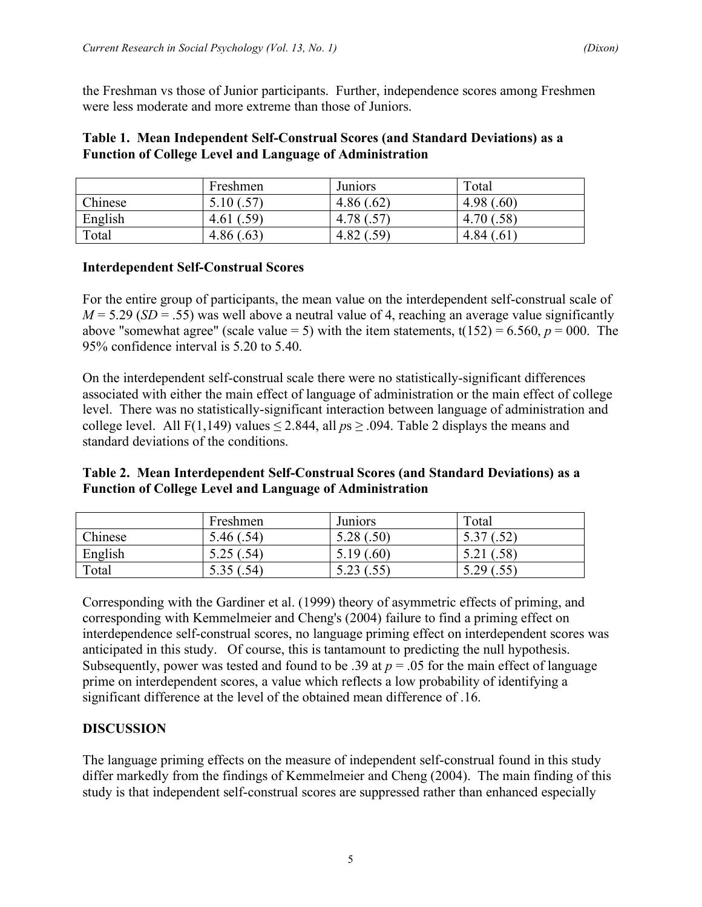the Freshman vs those of Junior participants. Further, independence scores among Freshmen were less moderate and more extreme than those of Juniors.

**Table 1. Mean Independent Self-Construal Scores (and Standard Deviations) as a Function of College Level and Language of Administration**

| | Freshmen | Juniors | Total |
|---|---|---|---|
| Chinese | 5.10 (.57) | 4.86 (.62) | 4.98 (.60) |
| English | 4.61 (.59) | 4.78 (.57) | 4.70 (.58) |
| Total | 4.86 (.63) | 4.82 (.59) | 4.84 (.61) |

**Interdependent Self-Construal Scores**

For the entire group of participants, the mean value on the interdependent self-construal scale of $M = 5.29$ ($SD = .55$) was well above a neutral value of 4, reaching an average value significantly above "somewhat agree" (scale value = 5) with the item statements, $t(152) = 6.560$, $p = 000$. The 95% confidence interval is 5.20 to 5.40.

On the interdependent self-construal scale there were no statistically-significant differences associated with either the main effect of language of administration or the main effect of college level. There was no statistically-significant interaction between language of administration and college level. All $F(1,149)$ values $\leq 2.844$, all $p$s $\geq .094$. Table 2 displays the means and standard deviations of the conditions.

**Table 2. Mean Interdependent Self-Construal Scores (and Standard Deviations) as a Function of College Level and Language of Administration**

| | Freshmen | Juniors | Total |
|---|---|---|---|
| Chinese | 5.46 (.54) | 5.28 (.50) | 5.37 (.52) |
| English | 5.25 (.54) | 5.19 (.60) | 5.21 (.58) |
| Total | 5.35 (.54) | 5.23 (.55) | 5.29 (.55) |

Corresponding with the Gardiner et al. (1999) theory of asymmetric effects of priming, and corresponding with Kemmelmeier and Cheng's (2004) failure to find a priming effect on interdependence self-construal scores, no language priming effect on interdependent scores was anticipated in this study. Of course, this is tantamount to predicting the null hypothesis. Subsequently, power was tested and found to be .39 at $p = .05$ for the main effect of language prime on interdependent scores, a value which reflects a low probability of identifying a significant difference at the level of the obtained mean difference of .16.

## DISCUSSION

The language priming effects on the measure of independent self-construal found in this study differ markedly from the findings of Kemmelmeier and Cheng (2004). The main finding of this study is that independent self-construal scores are suppressed rather than enhanced especially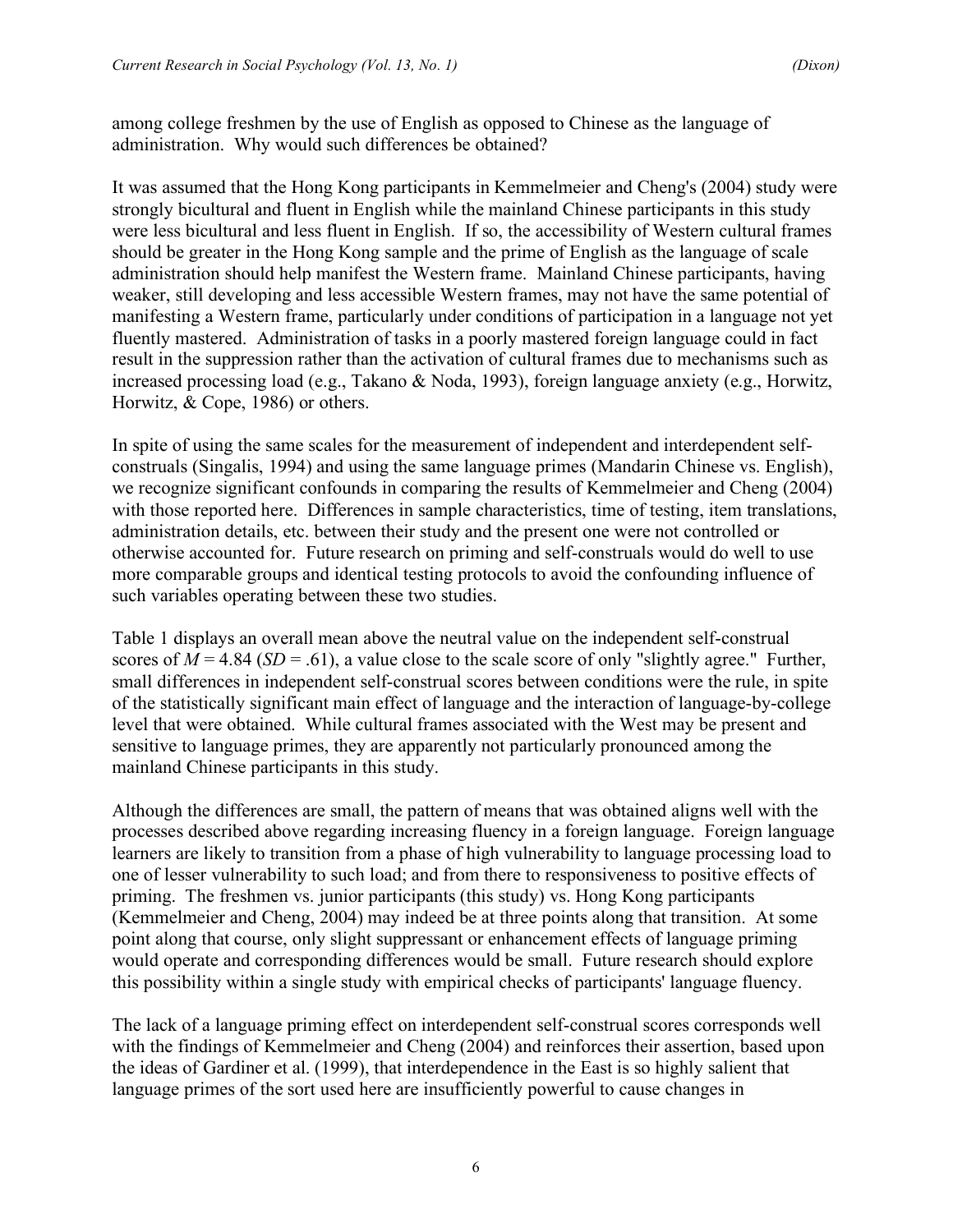among college freshmen by the use of English as opposed to Chinese as the language of administration. Why would such differences be obtained?

It was assumed that the Hong Kong participants in Kemmelmeier and Cheng's (2004) study were strongly bicultural and fluent in English while the mainland Chinese participants in this study were less bicultural and less fluent in English. If so, the accessibility of Western cultural frames should be greater in the Hong Kong sample and the prime of English as the language of scale administration should help manifest the Western frame. Mainland Chinese participants, having weaker, still developing and less accessible Western frames, may not have the same potential of manifesting a Western frame, particularly under conditions of participation in a language not yet fluently mastered. Administration of tasks in a poorly mastered foreign language could in fact result in the suppression rather than the activation of cultural frames due to mechanisms such as increased processing load (e.g., Takano & Noda, 1993), foreign language anxiety (e.g., Horwitz, Horwitz, & Cope, 1986) or others.

In spite of using the same scales for the measurement of independent and interdependent self-construals (Singalis, 1994) and using the same language primes (Mandarin Chinese vs. English), we recognize significant confounds in comparing the results of Kemmelmeier and Cheng (2004) with those reported here. Differences in sample characteristics, time of testing, item translations, administration details, etc. between their study and the present one were not controlled or otherwise accounted for. Future research on priming and self-construals would do well to use more comparable groups and identical testing protocols to avoid the confounding influence of such variables operating between these two studies.

Table 1 displays an overall mean above the neutral value on the independent self-construal scores of $M = 4.84$ ($SD = .61$), a value close to the scale score of only "slightly agree." Further, small differences in independent self-construal scores between conditions were the rule, in spite of the statistically significant main effect of language and the interaction of language-by-college level that were obtained. While cultural frames associated with the West may be present and sensitive to language primes, they are apparently not particularly pronounced among the mainland Chinese participants in this study.

Although the differences are small, the pattern of means that was obtained aligns well with the processes described above regarding increasing fluency in a foreign language. Foreign language learners are likely to transition from a phase of high vulnerability to language processing load to one of lesser vulnerability to such load; and from there to responsiveness to positive effects of priming. The freshmen vs. junior participants (this study) vs. Hong Kong participants (Kemmelmeier and Cheng, 2004) may indeed be at three points along that transition. At some point along that course, only slight suppressant or enhancement effects of language priming would operate and corresponding differences would be small. Future research should explore this possibility within a single study with empirical checks of participants' language fluency.

The lack of a language priming effect on interdependent self-construal scores corresponds well with the findings of Kemmelmeier and Cheng (2004) and reinforces their assertion, based upon the ideas of Gardiner et al. (1999), that interdependence in the East is so highly salient that language primes of the sort used here are insufficiently powerful to cause changes in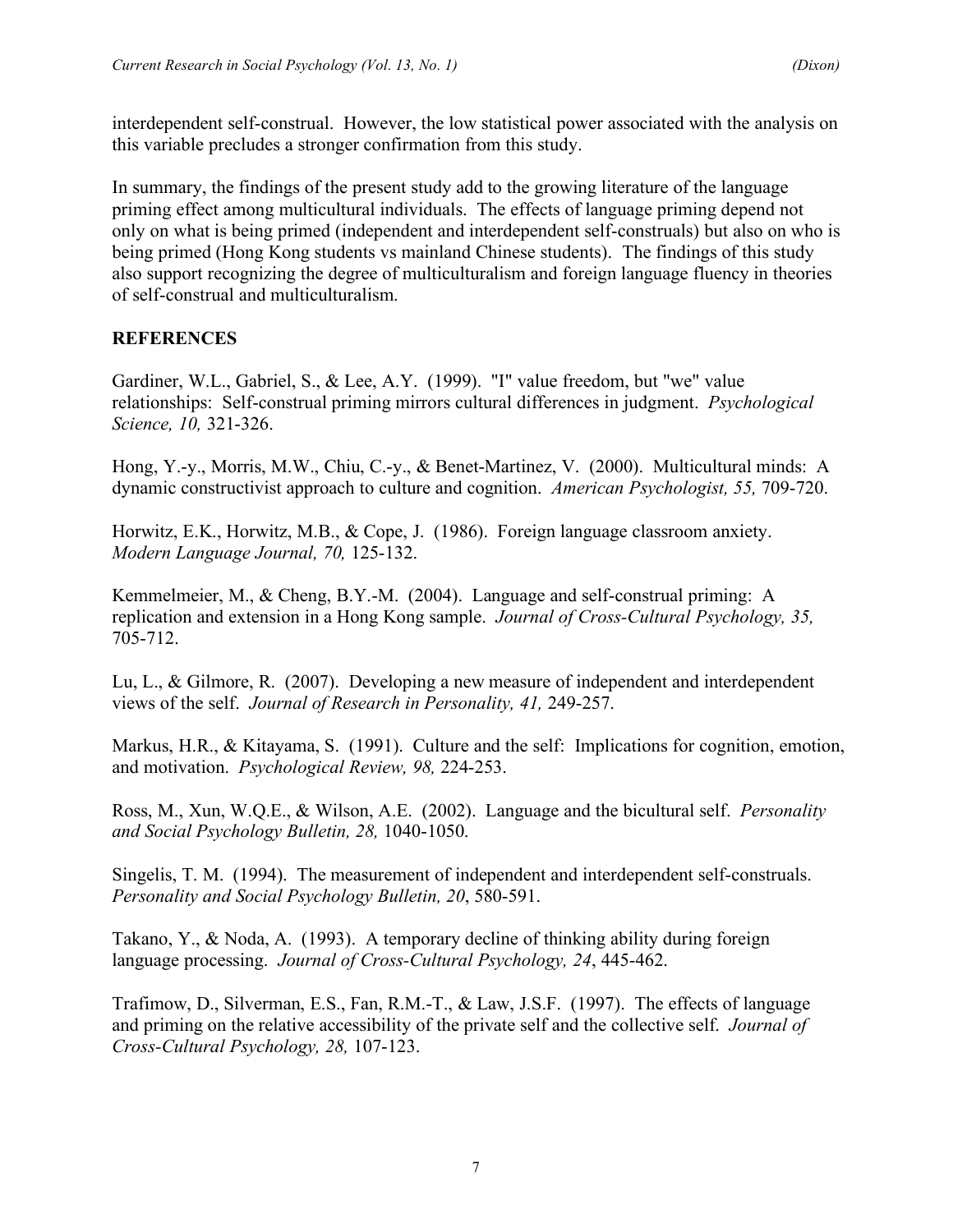interdependent self-construal. However, the low statistical power associated with the analysis on this variable precludes a stronger confirmation from this study.

In summary, the findings of the present study add to the growing literature of the language priming effect among multicultural individuals. The effects of language priming depend not only on what is being primed (independent and interdependent self-construals) but also on who is being primed (Hong Kong students vs mainland Chinese students). The findings of this study also support recognizing the degree of multiculturalism and foreign language fluency in theories of self-construal and multiculturalism.

## REFERENCES

Gardiner, W.L., Gabriel, S., & Lee, A.Y. (1999). "I" value freedom, but "we" value relationships: Self-construal priming mirrors cultural differences in judgment. *Psychological Science, 10,* 321-326.

Hong, Y.-y., Morris, M.W., Chiu, C.-y., & Benet-Martinez, V. (2000). Multicultural minds: A dynamic constructivist approach to culture and cognition. *American Psychologist, 55,* 709-720.

Horwitz, E.K., Horwitz, M.B., & Cope, J. (1986). Foreign language classroom anxiety. *Modern Language Journal, 70,* 125-132.

Kemmelmeier, M., & Cheng, B.Y.-M. (2004). Language and self-construal priming: A replication and extension in a Hong Kong sample. *Journal of Cross-Cultural Psychology, 35,* 705-712.

Lu, L., & Gilmore, R. (2007). Developing a new measure of independent and interdependent views of the self. *Journal of Research in Personality, 41,* 249-257.

Markus, H.R., & Kitayama, S. (1991). Culture and the self: Implications for cognition, emotion, and motivation. *Psychological Review, 98,* 224-253.

Ross, M., Xun, W.Q.E., & Wilson, A.E. (2002). Language and the bicultural self. *Personality and Social Psychology Bulletin, 28,* 1040-1050.

Singelis, T. M. (1994). The measurement of independent and interdependent self-construals. *Personality and Social Psychology Bulletin, 20*, 580-591.

Takano, Y., & Noda, A. (1993). A temporary decline of thinking ability during foreign language processing. *Journal of Cross-Cultural Psychology, 24*, 445-462.

Trafimow, D., Silverman, E.S., Fan, R.M.-T., & Law, J.S.F. (1997). The effects of language and priming on the relative accessibility of the private self and the collective self. *Journal of Cross-Cultural Psychology, 28,* 107-123.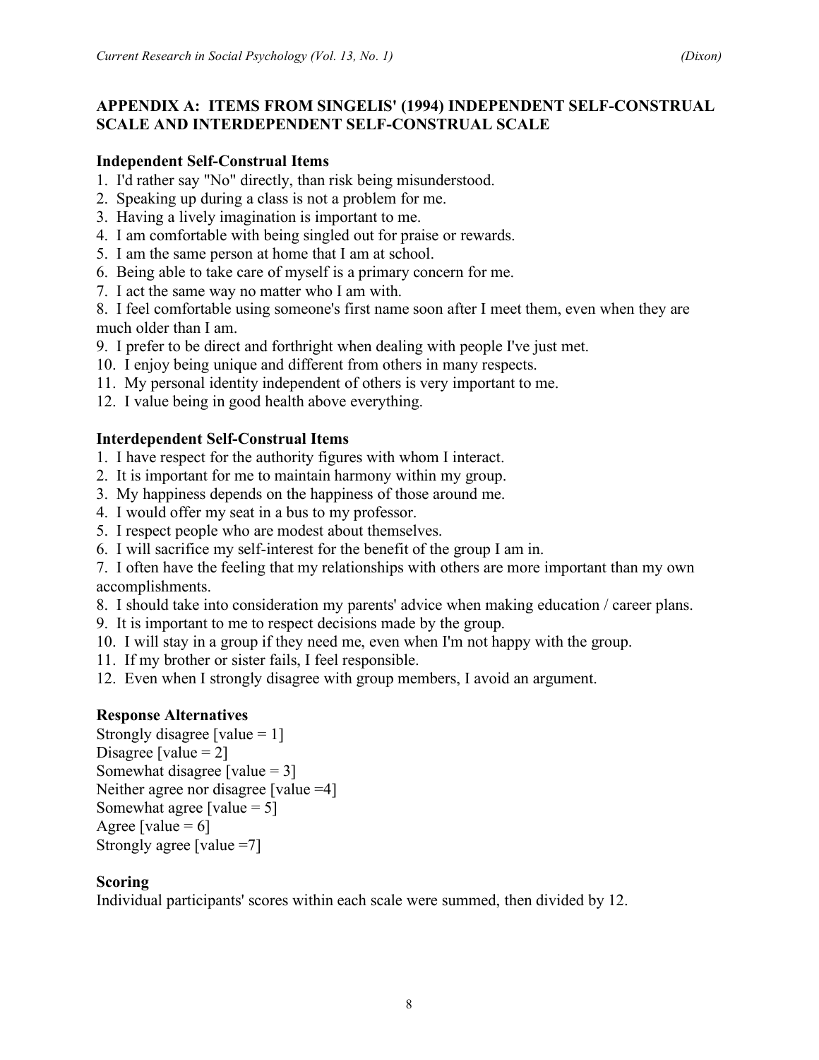## APPENDIX A: ITEMS FROM SINGELIS' (1994) INDEPENDENT SELF-CONSTRUAL SCALE AND INTERDEPENDENT SELF-CONSTRUAL SCALE

### Independent Self-Construal Items

1. I'd rather say "No" directly, than risk being misunderstood.
2. Speaking up during a class is not a problem for me.
3. Having a lively imagination is important to me.
4. I am comfortable with being singled out for praise or rewards.
5. I am the same person at home that I am at school.
6. Being able to take care of myself is a primary concern for me.
7. I act the same way no matter who I am with.
8. I feel comfortable using someone's first name soon after I meet them, even when they are much older than I am.
9. I prefer to be direct and forthright when dealing with people I've just met.
10. I enjoy being unique and different from others in many respects.
11. My personal identity independent of others is very important to me.
12. I value being in good health above everything.

### Interdependent Self-Construal Items

1. I have respect for the authority figures with whom I interact.
2. It is important for me to maintain harmony within my group.
3. My happiness depends on the happiness of those around me.
4. I would offer my seat in a bus to my professor.
5. I respect people who are modest about themselves.
6. I will sacrifice my self-interest for the benefit of the group I am in.
7. I often have the feeling that my relationships with others are more important than my own accomplishments.
8. I should take into consideration my parents' advice when making education / career plans.
9. It is important to me to respect decisions made by the group.
10. I will stay in a group if they need me, even when I'm not happy with the group.
11. If my brother or sister fails, I feel responsible.
12. Even when I strongly disagree with group members, I avoid an argument.

### Response Alternatives

Strongly disagree [value = 1]
Disagree [value = 2]
Somewhat disagree [value = 3]
Neither agree nor disagree [value =4]
Somewhat agree [value = 5]
Agree [value = 6]
Strongly agree [value =7]

### Scoring

Individual participants' scores within each scale were summed, then divided by 12.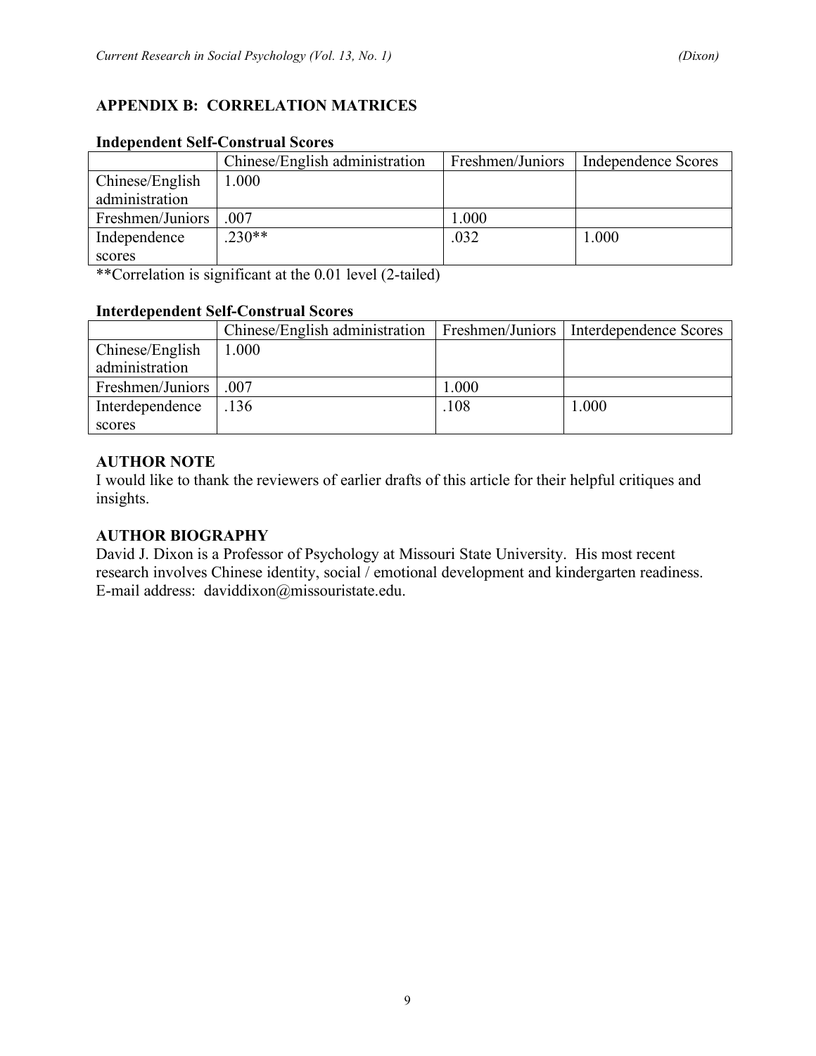## APPENDIX B: CORRELATION MATRICES

**Independent Self-Construal Scores**

| | Chinese/English administration | Freshmen/Juniors | Independence Scores |
|---|---|---|---|
| Chinese/English administration | 1.000 | | |
| Freshmen/Juniors | .007 | 1.000 | |
| Independence scores | .230** | .032 | 1.000 |

**Correlation is significant at the 0.01 level (2-tailed)

**Interdependent Self-Construal Scores**

| | Chinese/English administration | Freshmen/Juniors | Interdependence Scores |
|---|---|---|---|
| Chinese/English administration | 1.000 | | |
| Freshmen/Juniors | .007 | 1.000 | |
| Interdependence scores | .136 | .108 | 1.000 |

### AUTHOR NOTE

I would like to thank the reviewers of earlier drafts of this article for their helpful critiques and insights.

### AUTHOR BIOGRAPHY

David J. Dixon is a Professor of Psychology at Missouri State University. His most recent research involves Chinese identity, social / emotional development and kindergarten readiness. E-mail address: daviddixon@missouristate.edu.